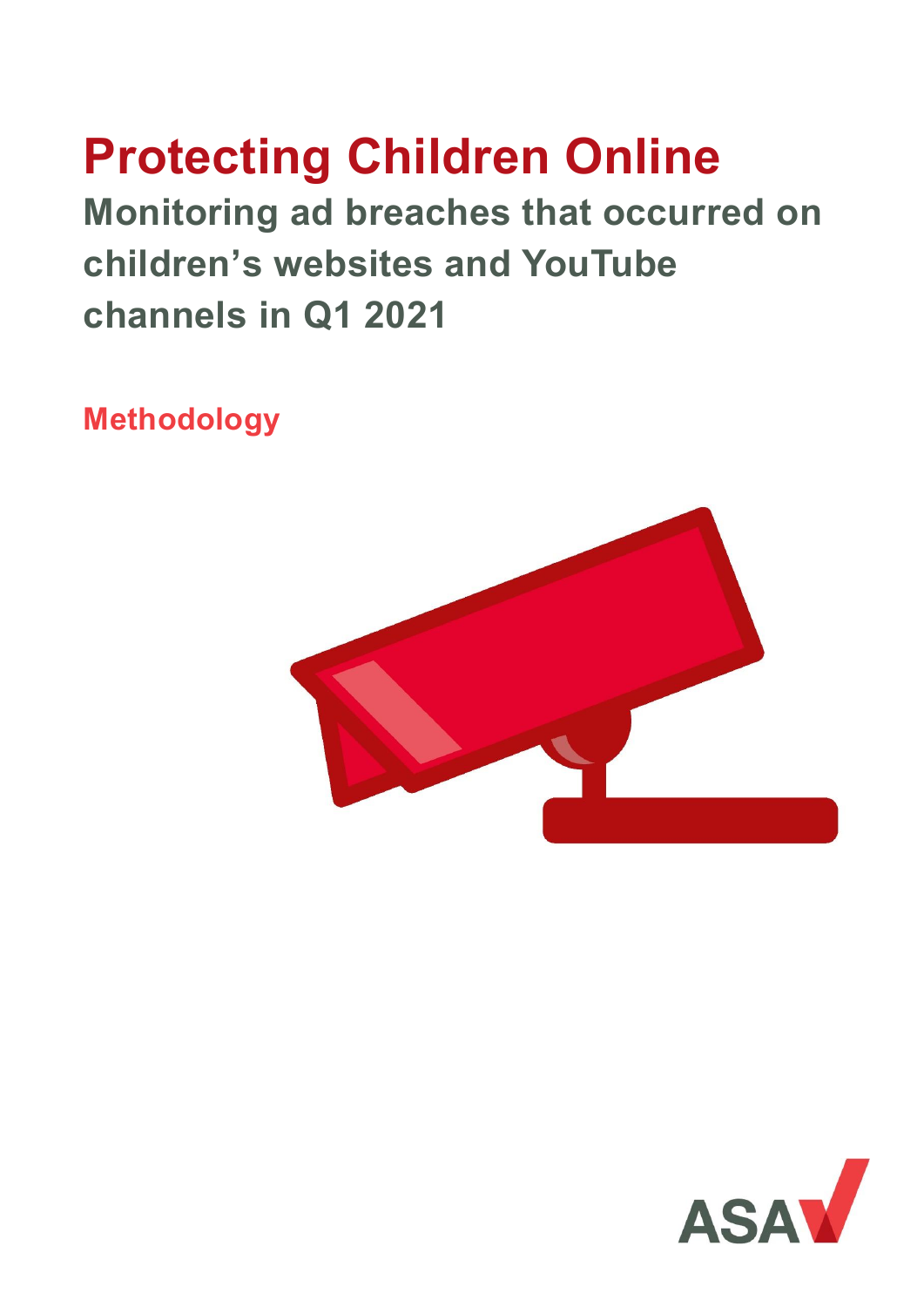# Protecting Children Online

## Monitoring ad breaches that occurred on children's websites and YouTube channels in Q1 2021

### Methodology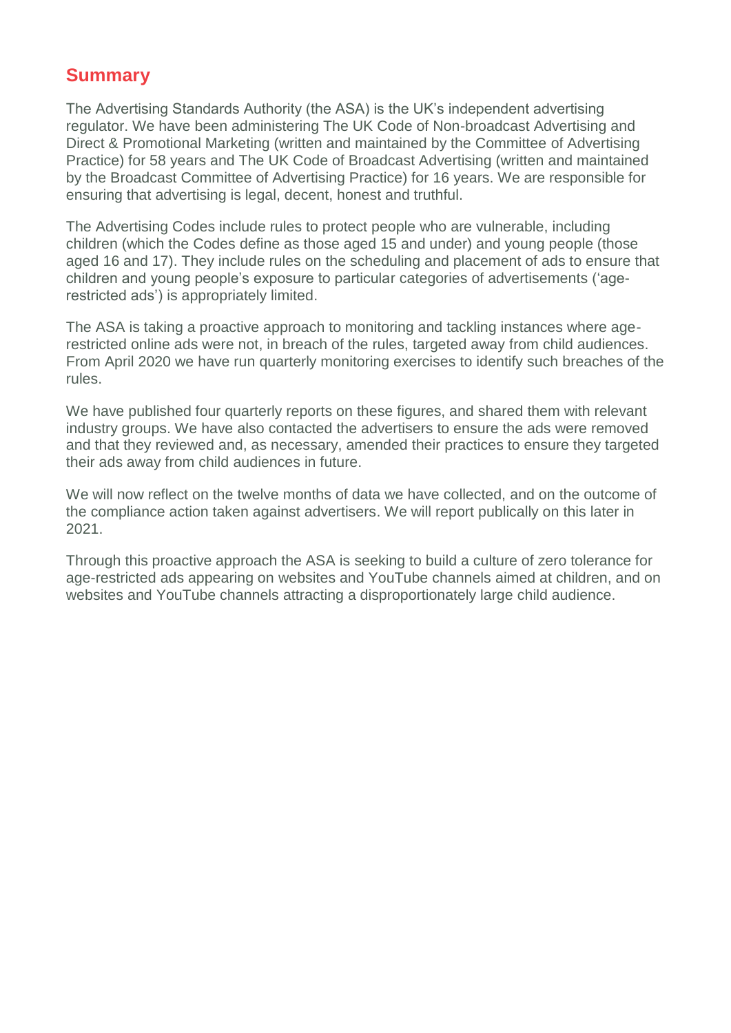## Summary

The Advertising Standards Authority (the ASA) is the UK's independent advertising regulator. We have been administering The UK Code of Non-broadcast Advertising and Direct & Promotional Marketing (written and maintained by the Committee of Advertising Practice) for 58 years and The UK Code of Broadcast Advertising (written and maintained by the Broadcast Committee of Advertising Practice) for 16 years. We are responsible for ensuring that advertising is legal, decent, honest and truthful.

The Advertising Codes include rules to protect people who are vulnerable, including children (which the Codes define as those aged 15 and under) and young people (those aged 16 and 17). They include rules on the scheduling and placement of ads to ensure that children and young people's exposure to particular categories of advertisements ('age-restricted ads') is appropriately limited.

The ASA is taking a proactive approach to monitoring and tackling instances where age-restricted online ads were not, in breach of the rules, targeted away from child audiences. From April 2020 we have run quarterly monitoring exercises to identify such breaches of the rules.

We have published four quarterly reports on these figures, and shared them with relevant industry groups. We have also contacted the advertisers to ensure the ads were removed and that they reviewed and, as necessary, amended their practices to ensure they targeted their ads away from child audiences in future.

We will now reflect on the twelve months of data we have collected, and on the outcome of the compliance action taken against advertisers. We will report publically on this later in 2021.

Through this proactive approach the ASA is seeking to build a culture of zero tolerance for age-restricted ads appearing on websites and YouTube channels aimed at children, and on websites and YouTube channels attracting a disproportionately large child audience.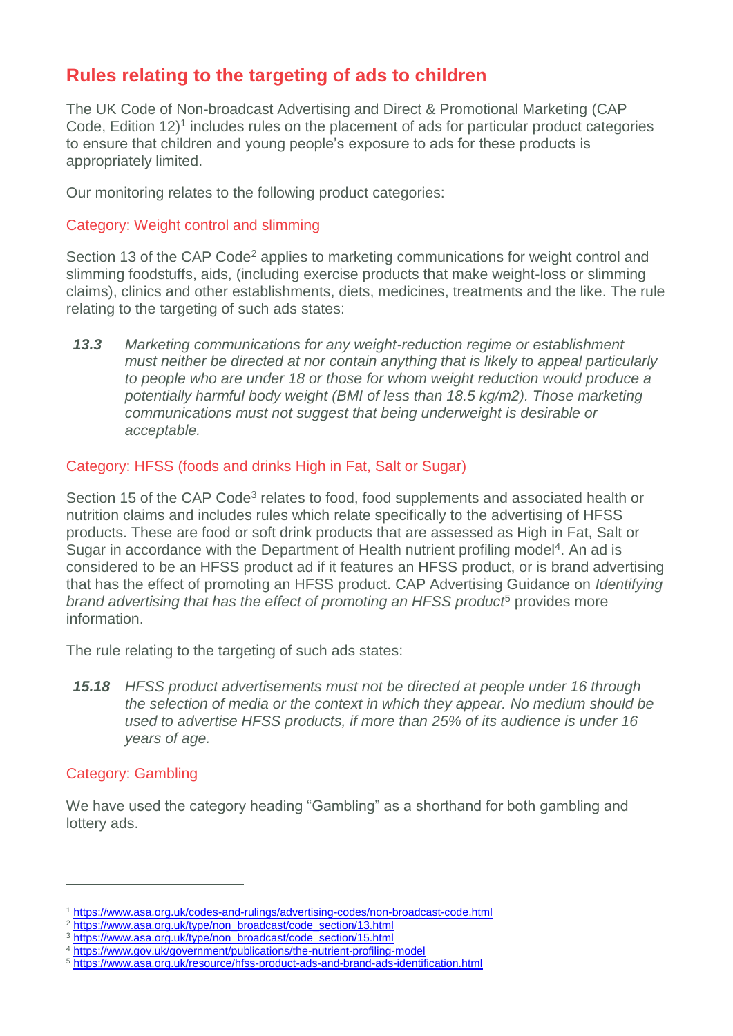## Rules relating to the targeting of ads to children

The UK Code of Non-broadcast Advertising and Direct & Promotional Marketing (CAP Code, Edition 12)[1] includes rules on the placement of ads for particular product categories to ensure that children and young people's exposure to ads for these products is appropriately limited.

Our monitoring relates to the following product categories:

### Category: Weight control and slimming

Section 13 of the CAP Code[2] applies to marketing communications for weight control and slimming foodstuffs, aids, (including exercise products that make weight-loss or slimming claims), clinics and other establishments, diets, medicines, treatments and the like. The rule relating to the targeting of such ads states:

> ***13.3*** *Marketing communications for any weight-reduction regime or establishment must neither be directed at nor contain anything that is likely to appeal particularly to people who are under 18 or those for whom weight reduction would produce a potentially harmful body weight (BMI of less than 18.5 kg/m2). Those marketing communications must not suggest that being underweight is desirable or acceptable.*

### Category: HFSS (foods and drinks High in Fat, Salt or Sugar)

Section 15 of the CAP Code[3] relates to food, food supplements and associated health or nutrition claims and includes rules which relate specifically to the advertising of HFSS products. These are food or soft drink products that are assessed as High in Fat, Salt or Sugar in accordance with the Department of Health nutrient profiling model[4]. An ad is considered to be an HFSS product ad if it features an HFSS product, or is brand advertising that has the effect of promoting an HFSS product. CAP Advertising Guidance on *Identifying brand advertising that has the effect of promoting an HFSS product*[5] provides more information.

The rule relating to the targeting of such ads states:

> ***15.18*** *HFSS product advertisements must not be directed at people under 16 through the selection of media or the context in which they appear. No medium should be used to advertise HFSS products, if more than 25% of its audience is under 16 years of age.*

### Category: Gambling

We have used the category heading "Gambling" as a shorthand for both gambling and lottery ads.

---

[1] https://www.asa.org.uk/codes-and-rulings/advertising-codes/non-broadcast-code.html
[2] https://www.asa.org.uk/type/non_broadcast/code_section/13.html
[3] https://www.asa.org.uk/type/non_broadcast/code_section/15.html
[4] https://www.gov.uk/government/publications/the-nutrient-profiling-model
[5] https://www.asa.org.uk/resource/hfss-product-ads-and-brand-ads-identification.html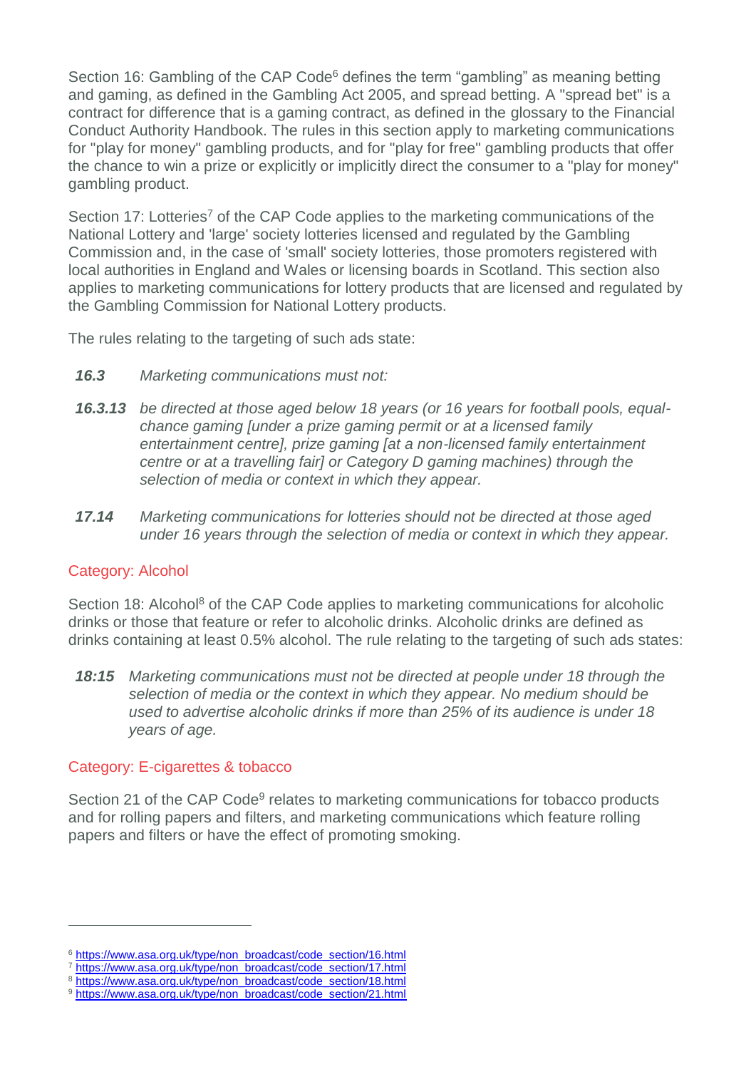Section 16: Gambling of the CAP Code[6] defines the term "gambling" as meaning betting and gaming, as defined in the Gambling Act 2005, and spread betting. A "spread bet" is a contract for difference that is a gaming contract, as defined in the glossary to the Financial Conduct Authority Handbook. The rules in this section apply to marketing communications for "play for money" gambling products, and for "play for free" gambling products that offer the chance to win a prize or explicitly or implicitly direct the consumer to a "play for money" gambling product.

Section 17: Lotteries[7] of the CAP Code applies to the marketing communications of the National Lottery and 'large' society lotteries licensed and regulated by the Gambling Commission and, in the case of 'small' society lotteries, those promoters registered with local authorities in England and Wales or licensing boards in Scotland. This section also applies to marketing communications for lottery products that are licensed and regulated by the Gambling Commission for National Lottery products.

The rules relating to the targeting of such ads state:

***16.3*** *Marketing communications must not:*

***16.3.13*** *be directed at those aged below 18 years (or 16 years for football pools, equal-chance gaming [under a prize gaming permit or at a licensed family entertainment centre], prize gaming [at a non-licensed family entertainment centre or at a travelling fair] or Category D gaming machines) through the selection of media or context in which they appear.*

***17.14*** *Marketing communications for lotteries should not be directed at those aged under 16 years through the selection of media or context in which they appear.*

## Category: Alcohol

Section 18: Alcohol[8] of the CAP Code applies to marketing communications for alcoholic drinks or those that feature or refer to alcoholic drinks. Alcoholic drinks are defined as drinks containing at least 0.5% alcohol. The rule relating to the targeting of such ads states:

***18:15*** *Marketing communications must not be directed at people under 18 through the selection of media or the context in which they appear. No medium should be used to advertise alcoholic drinks if more than 25% of its audience is under 18 years of age.*

## Category: E-cigarettes & tobacco

Section 21 of the CAP Code[9] relates to marketing communications for tobacco products and for rolling papers and filters, and marketing communications which feature rolling papers and filters or have the effect of promoting smoking.

---

[6] https://www.asa.org.uk/type/non_broadcast/code_section/16.html

[7] https://www.asa.org.uk/type/non_broadcast/code_section/17.html

[8] https://www.asa.org.uk/type/non_broadcast/code_section/18.html

[9] https://www.asa.org.uk/type/non_broadcast/code_section/21.html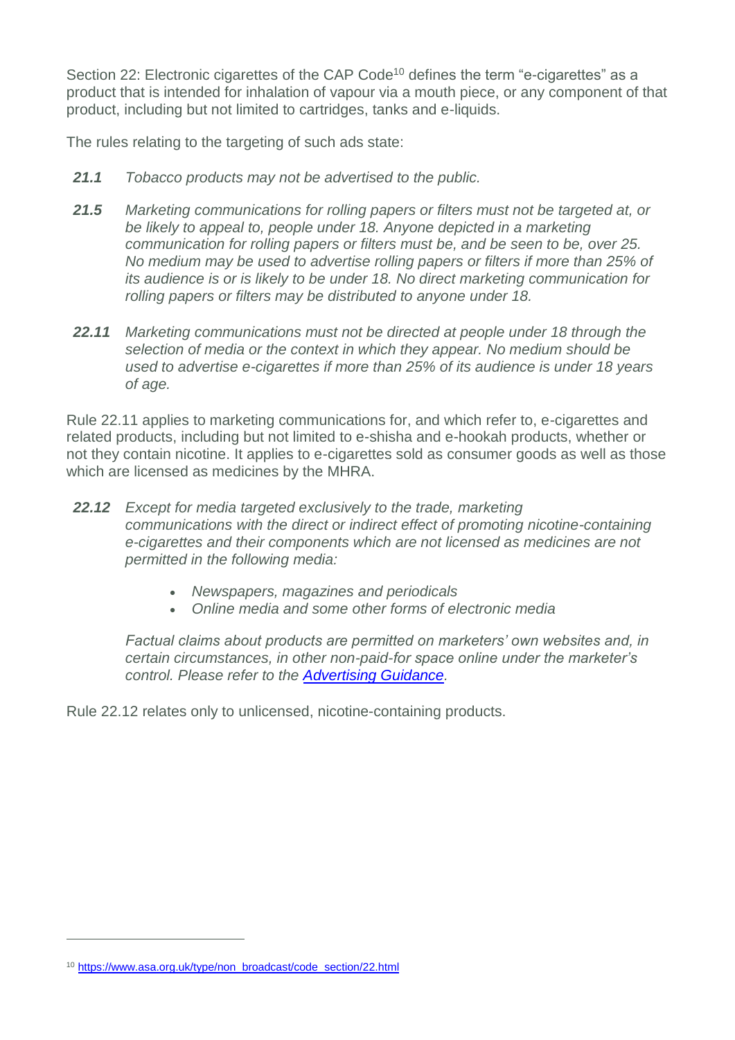Section 22: Electronic cigarettes of the CAP Code[10] defines the term "e-cigarettes" as a product that is intended for inhalation of vapour via a mouth piece, or any component of that product, including but not limited to cartridges, tanks and e-liquids.

The rules relating to the targeting of such ads state:

***21.1*** *Tobacco products may not be advertised to the public.*

***21.5*** *Marketing communications for rolling papers or filters must not be targeted at, or be likely to appeal to, people under 18. Anyone depicted in a marketing communication for rolling papers or filters must be, and be seen to be, over 25. No medium may be used to advertise rolling papers or filters if more than 25% of its audience is or is likely to be under 18. No direct marketing communication for rolling papers or filters may be distributed to anyone under 18.*

***22.11*** *Marketing communications must not be directed at people under 18 through the selection of media or the context in which they appear. No medium should be used to advertise e-cigarettes if more than 25% of its audience is under 18 years of age.*

Rule 22.11 applies to marketing communications for, and which refer to, e-cigarettes and related products, including but not limited to e-shisha and e-hookah products, whether or not they contain nicotine. It applies to e-cigarettes sold as consumer goods as well as those which are licensed as medicines by the MHRA.

***22.12*** *Except for media targeted exclusively to the trade, marketing communications with the direct or indirect effect of promoting nicotine-containing e-cigarettes and their components which are not licensed as medicines are not permitted in the following media:*

- *Newspapers, magazines and periodicals*
- *Online media and some other forms of electronic media*

*Factual claims about products are permitted on marketers' own websites and, in certain circumstances, in other non-paid-for space online under the marketer's control. Please refer to the* ***[Advertising Guidance](#)****.*

Rule 22.12 relates only to unlicensed, nicotine-containing products.

---

[10] https://www.asa.org.uk/type/non_broadcast/code_section/22.html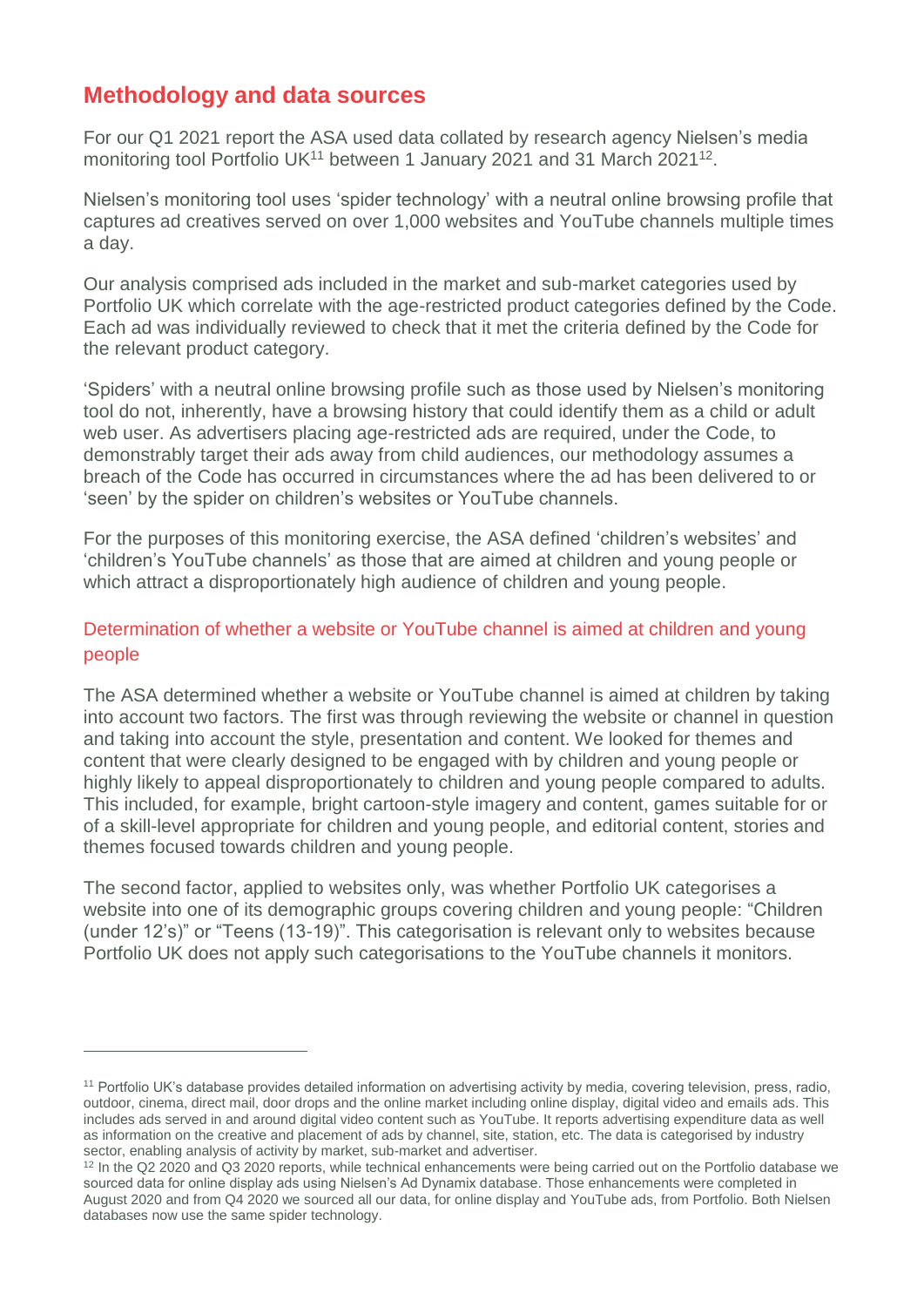## Methodology and data sources

For our Q1 2021 report the ASA used data collated by research agency Nielsen's media monitoring tool Portfolio UK[11] between 1 January 2021 and 31 March 2021[12].

Nielsen's monitoring tool uses 'spider technology' with a neutral online browsing profile that captures ad creatives served on over 1,000 websites and YouTube channels multiple times a day.

Our analysis comprised ads included in the market and sub-market categories used by Portfolio UK which correlate with the age-restricted product categories defined by the Code. Each ad was individually reviewed to check that it met the criteria defined by the Code for the relevant product category.

'Spiders' with a neutral online browsing profile such as those used by Nielsen's monitoring tool do not, inherently, have a browsing history that could identify them as a child or adult web user. As advertisers placing age-restricted ads are required, under the Code, to demonstrably target their ads away from child audiences, our methodology assumes a breach of the Code has occurred in circumstances where the ad has been delivered to or 'seen' by the spider on children's websites or YouTube channels.

For the purposes of this monitoring exercise, the ASA defined 'children's websites' and 'children's YouTube channels' as those that are aimed at children and young people or which attract a disproportionately high audience of children and young people.

### Determination of whether a website or YouTube channel is aimed at children and young people

The ASA determined whether a website or YouTube channel is aimed at children by taking into account two factors. The first was through reviewing the website or channel in question and taking into account the style, presentation and content. We looked for themes and content that were clearly designed to be engaged with by children and young people or highly likely to appeal disproportionately to children and young people compared to adults. This included, for example, bright cartoon-style imagery and content, games suitable for or of a skill-level appropriate for children and young people, and editorial content, stories and themes focused towards children and young people.

The second factor, applied to websites only, was whether Portfolio UK categorises a website into one of its demographic groups covering children and young people: "Children (under 12's)" or "Teens (13-19)". This categorisation is relevant only to websites because Portfolio UK does not apply such categorisations to the YouTube channels it monitors.

---

[11] Portfolio UK's database provides detailed information on advertising activity by media, covering television, press, radio, outdoor, cinema, direct mail, door drops and the online market including online display, digital video and emails ads. This includes ads served in and around digital video content such as YouTube. It reports advertising expenditure data as well as information on the creative and placement of ads by channel, site, station, etc. The data is categorised by industry sector, enabling analysis of activity by market, sub-market and advertiser.

[12] In the Q2 2020 and Q3 2020 reports, while technical enhancements were being carried out on the Portfolio database we sourced data for online display ads using Nielsen's Ad Dynamix database. Those enhancements were completed in August 2020 and from Q4 2020 we sourced all our data, for online display and YouTube ads, from Portfolio. Both Nielsen databases now use the same spider technology.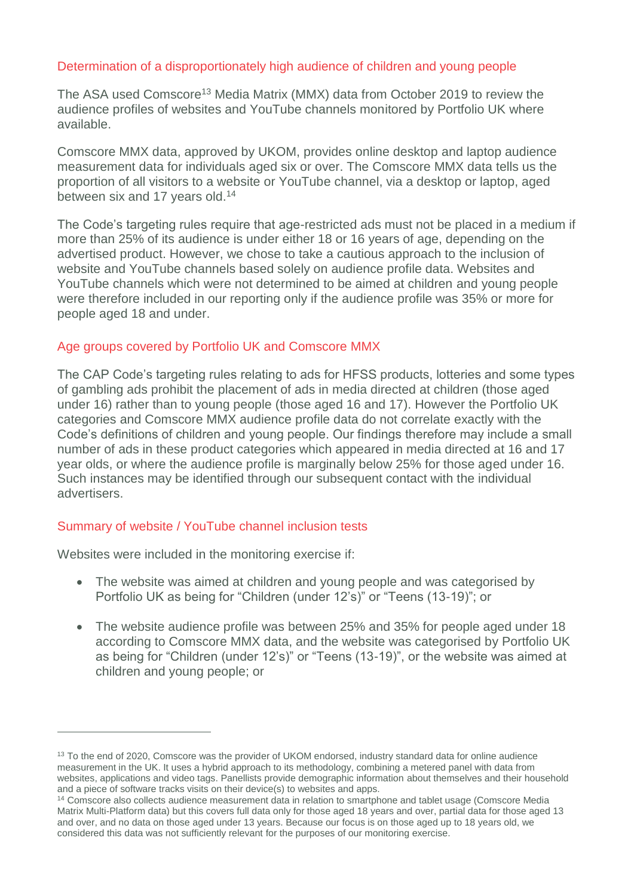## Determination of a disproportionately high audience of children and young people

The ASA used Comscore[13] Media Matrix (MMX) data from October 2019 to review the audience profiles of websites and YouTube channels monitored by Portfolio UK where available.

Comscore MMX data, approved by UKOM, provides online desktop and laptop audience measurement data for individuals aged six or over. The Comscore MMX data tells us the proportion of all visitors to a website or YouTube channel, via a desktop or laptop, aged between six and 17 years old.[14]

The Code's targeting rules require that age-restricted ads must not be placed in a medium if more than 25% of its audience is under either 18 or 16 years of age, depending on the advertised product. However, we chose to take a cautious approach to the inclusion of website and YouTube channels based solely on audience profile data. Websites and YouTube channels which were not determined to be aimed at children and young people were therefore included in our reporting only if the audience profile was 35% or more for people aged 18 and under.

## Age groups covered by Portfolio UK and Comscore MMX

The CAP Code's targeting rules relating to ads for HFSS products, lotteries and some types of gambling ads prohibit the placement of ads in media directed at children (those aged under 16) rather than to young people (those aged 16 and 17). However the Portfolio UK categories and Comscore MMX audience profile data do not correlate exactly with the Code's definitions of children and young people. Our findings therefore may include a small number of ads in these product categories which appeared in media directed at 16 and 17 year olds, or where the audience profile is marginally below 25% for those aged under 16. Such instances may be identified through our subsequent contact with the individual advertisers.

## Summary of website / YouTube channel inclusion tests

Websites were included in the monitoring exercise if:

- The website was aimed at children and young people and was categorised by Portfolio UK as being for "Children (under 12's)" or "Teens (13-19)"; or
- The website audience profile was between 25% and 35% for people aged under 18 according to Comscore MMX data, and the website was categorised by Portfolio UK as being for "Children (under 12's)" or "Teens (13-19)", or the website was aimed at children and young people; or

---

[13] To the end of 2020, Comscore was the provider of UKOM endorsed, industry standard data for online audience measurement in the UK. It uses a hybrid approach to its methodology, combining a metered panel with data from websites, applications and video tags. Panellists provide demographic information about themselves and their household and a piece of software tracks visits on their device(s) to websites and apps.

[14] Comscore also collects audience measurement data in relation to smartphone and tablet usage (Comscore Media Matrix Multi-Platform data) but this covers full data only for those aged 18 years and over, partial data for those aged 13 and over, and no data on those aged under 13 years. Because our focus is on those aged up to 18 years old, we considered this data was not sufficiently relevant for the purposes of our monitoring exercise.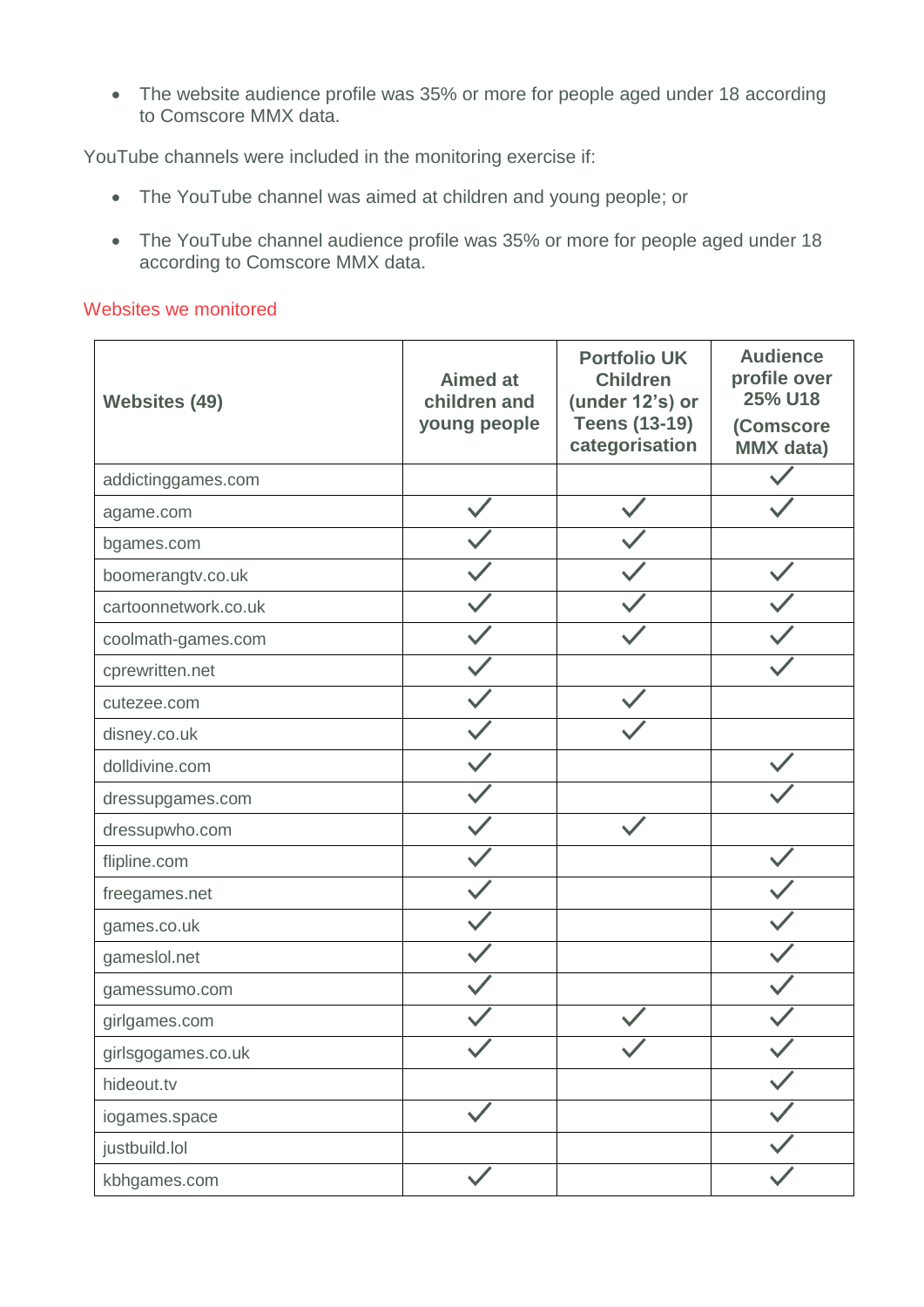- The website audience profile was 35% or more for people aged under 18 according to Comscore MMX data.

YouTube channels were included in the monitoring exercise if:

- The YouTube channel was aimed at children and young people; or
- The YouTube channel audience profile was 35% or more for people aged under 18 according to Comscore MMX data.

## Websites we monitored

| Websites (49) | Aimed at children and young people | Portfolio UK Children (under 12's) or Teens (13-19) categorisation | Audience profile over 25% U18 (Comscore MMX data) |
|---|---|---|---|
| addictinggames.com | | | ✓ |
| agame.com | ✓ | ✓ | ✓ |
| bgames.com | ✓ | ✓ | |
| boomerangtv.co.uk | ✓ | ✓ | ✓ |
| cartoonnetwork.co.uk | ✓ | ✓ | ✓ |
| coolmath-games.com | ✓ | ✓ | ✓ |
| cprewritten.net | ✓ | | ✓ |
| cutezee.com | ✓ | ✓ | |
| disney.co.uk | ✓ | ✓ | |
| dolldivine.com | ✓ | | ✓ |
| dressupgames.com | ✓ | | ✓ |
| dressupwho.com | ✓ | ✓ | |
| flipline.com | ✓ | | ✓ |
| freegames.net | ✓ | | ✓ |
| games.co.uk | ✓ | | ✓ |
| gameslol.net | ✓ | | ✓ |
| gamessumo.com | ✓ | | ✓ |
| girlgames.com | ✓ | ✓ | ✓ |
| girlsgogames.co.uk | ✓ | ✓ | ✓ |
| hideout.tv | | | ✓ |
| iogames.space | ✓ | | ✓ |
| justbuild.lol | | | ✓ |
| kbhgames.com | ✓ | | ✓ |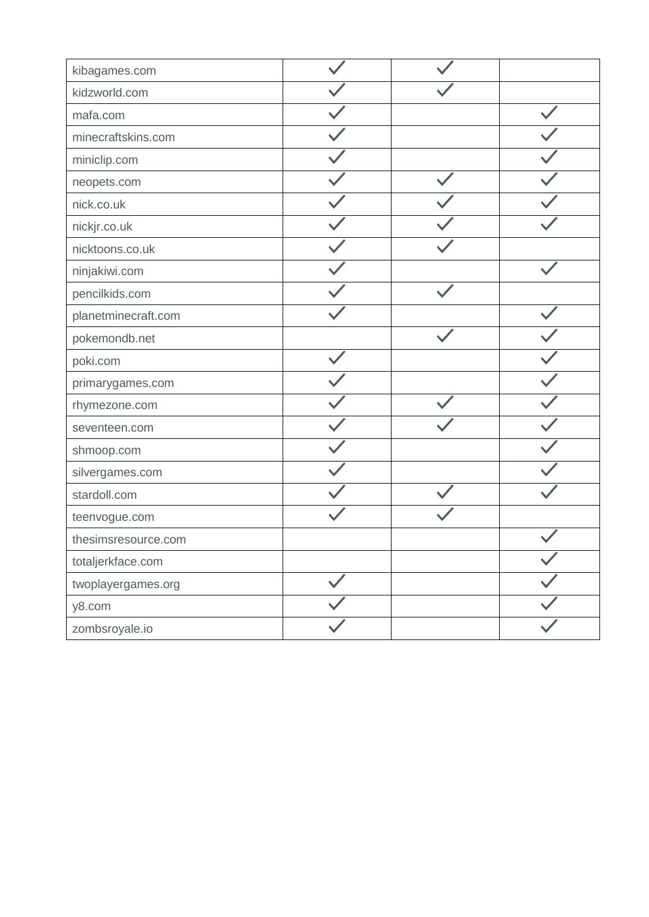| | | | |
|---|---|---|---|
| kibagames.com | ✓ | ✓ | |
| kidzworld.com | ✓ | ✓ | |
| mafa.com | ✓ | | ✓ |
| minecraftskins.com | ✓ | | ✓ |
| miniclip.com | ✓ | | ✓ |
| neopets.com | ✓ | ✓ | ✓ |
| nick.co.uk | ✓ | ✓ | ✓ |
| nickjr.co.uk | ✓ | ✓ | ✓ |
| nicktoons.co.uk | ✓ | ✓ | |
| ninjakiwi.com | ✓ | | ✓ |
| pencilkids.com | ✓ | ✓ | |
| planetminecraft.com | ✓ | | ✓ |
| pokemondb.net | | ✓ | ✓ |
| poki.com | ✓ | | ✓ |
| primarygames.com | ✓ | | ✓ |
| rhymezone.com | ✓ | ✓ | ✓ |
| seventeen.com | ✓ | ✓ | ✓ |
| shmoop.com | ✓ | | ✓ |
| silvergames.com | ✓ | | ✓ |
| stardoll.com | ✓ | ✓ | ✓ |
| teenvogue.com | ✓ | ✓ | |
| thesimsresource.com | | | ✓ |
| totaljerkface.com | | | ✓ |
| twoplayergames.org | ✓ | | ✓ |
| y8.com | ✓ | | ✓ |
| zombsroyale.io | ✓ | | ✓ |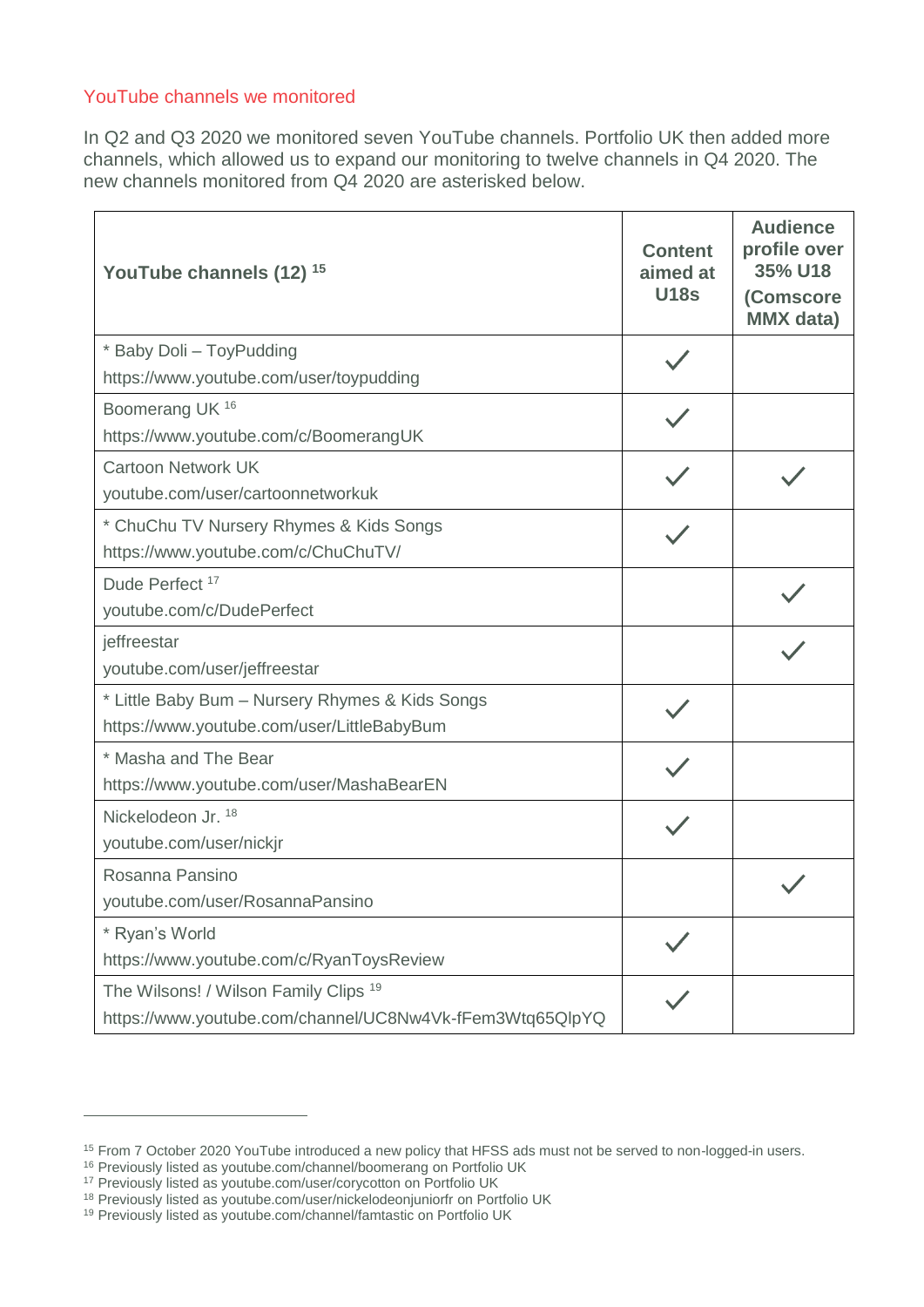## YouTube channels we monitored

In Q2 and Q3 2020 we monitored seven YouTube channels. Portfolio UK then added more channels, which allowed us to expand our monitoring to twelve channels in Q4 2020. The new channels monitored from Q4 2020 are asterisked below.

| YouTube channels (12) [15] | Content aimed at U18s | Audience profile over 35% U18 (Comscore MMX data) |
|---|---|---|
| * Baby Doli – ToyPudding<br>https://www.youtube.com/user/toypudding | ✓ | |
| Boomerang UK [16]<br>https://www.youtube.com/c/BoomerangUK | ✓ | |
| Cartoon Network UK<br>youtube.com/user/cartoonnetworkuk | ✓ | ✓ |
| * ChuChu TV Nursery Rhymes & Kids Songs<br>https://www.youtube.com/c/ChuChuTV/ | ✓ | |
| Dude Perfect [17]<br>youtube.com/c/DudePerfect | | ✓ |
| jeffreestar<br>youtube.com/user/jeffreestar | | ✓ |
| * Little Baby Bum – Nursery Rhymes & Kids Songs<br>https://www.youtube.com/user/LittleBabyBum | ✓ | |
| * Masha and The Bear<br>https://www.youtube.com/user/MashaBearEN | ✓ | |
| Nickelodeon Jr. [18]<br>youtube.com/user/nickjr | ✓ | |
| Rosanna Pansino<br>youtube.com/user/RosannaPansino | | ✓ |
| * Ryan's World<br>https://www.youtube.com/c/RyanToysReview | ✓ | |
| The Wilsons! / Wilson Family Clips [19]<br>https://www.youtube.com/channel/UC8Nw4Vk-fFem3Wtq65QlpYQ | ✓ | |

[15] From 7 October 2020 YouTube introduced a new policy that HFSS ads must not be served to non-logged-in users.

[16] Previously listed as youtube.com/channel/boomerang on Portfolio UK

[17] Previously listed as youtube.com/user/corycotton on Portfolio UK

[18] Previously listed as youtube.com/user/nickelodeonjuniorfr on Portfolio UK

[19] Previously listed as youtube.com/channel/famtastic on Portfolio UK